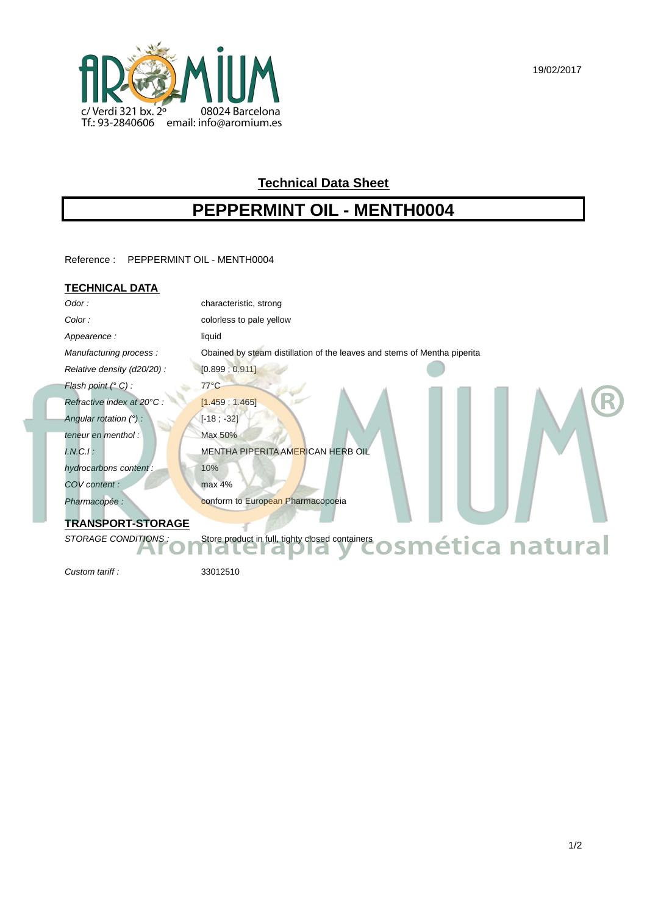c/ Verdi 321 bx. 2º 08024 Barcelona
Tf.: 93-2840606 email: info@aromium.es

19/02/2017

## Technical Data Sheet

# PEPPERMINT OIL - MENTH0004

Reference : PEPPERMINT OIL - MENTH0004

### TECHNICAL DATA

| | |
|---|---|
| *Odor :* | characteristic, strong |
| *Color :* | colorless to pale yellow |
| *Appearence :* | liquid |
| *Manufacturing process :* | Obained by steam distillation of the leaves and stems of Mentha piperita |
| *Relative density (d20/20) :* | [0.899 ; 0.911] |
| *Flash point (° C) :* | 77°C |
| *Refractive index at 20°C :* | [1.459 ; 1.465] |
| *Angular rotation (°) :* | [-18 ; -32] |
| *teneur en menthol :* | Max 50% |
| *I.N.C.I :* | MENTHA PIPERITA AMERICAN HERB OIL |
| *hydrocarbons content :* | 10% |
| *COV content :* | max 4% |
| *Pharmacopée :* | conform to European Pharmacopoeia |

### TRANSPORT-STORAGE

| | |
|---|---|
| *STORAGE CONDITIONS :* | Store product in full, tighty closed containers |
| *Custom tariff :* | 33012510 |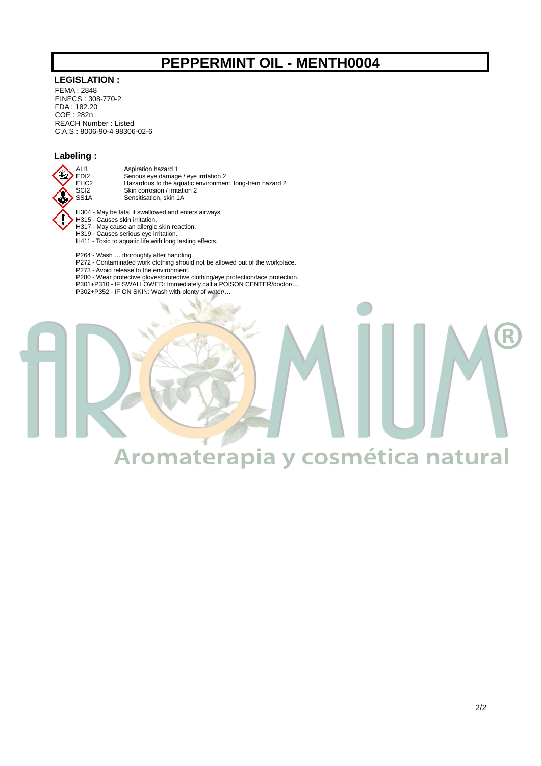# PEPPERMINT OIL - MENTH0004

**LEGISLATION :**

FEMA : 2848
EINECS : 308-770-2
FDA : 182.20
COE : 282n
REACH Number : Listed
C.A.S : 8006-90-4 98306-02-6

**Labeling :**

| | |
|---|---|
| AH1 | Aspiration hazard 1 |
| EDI2 | Serious eye damage / eye irritation 2 |
| EHC2 | Hazardous to the aquatic environment, long-trem hazard 2 |
| SCI2 | Skin corrosion / irritation 2 |
| SS1A | Sensitisation, skin 1A |

H304 - May be fatal if swallowed and enters airways.
H315 - Causes skin irritation.
H317 - May cause an allergic skin reaction.
H319 - Causes serious eye irritation.
H411 - Toxic to aquatic life with long lasting effects.

P264 - Wash … thoroughly after handling.
P272 - Contaminated work clothing should not be allowed out of the workplace.
P273 - Avoid release to the environment.
P280 - Wear protective gloves/protective clothing/eye protection/face protection.
P301+P310 - IF SWALLOWED: Immediately call a POISON CENTER/doctor/…
P302+P352 - IF ON SKIN: Wash with plenty of water/…

AROMIUM®
Aromaterapia y cosmética natural